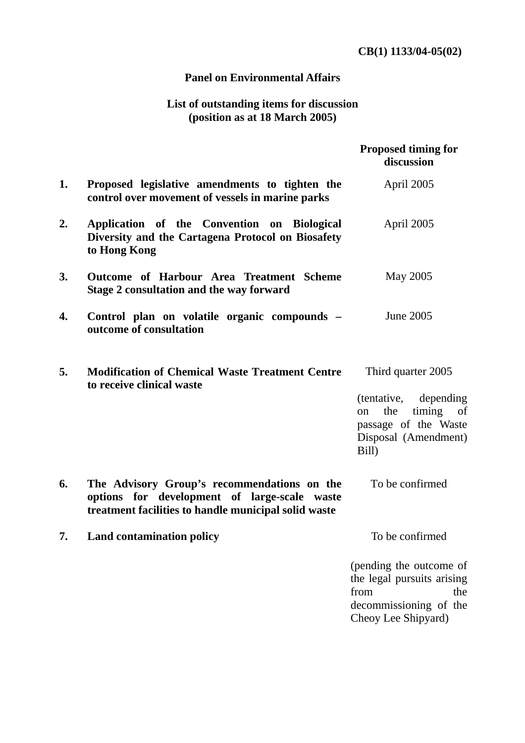**CB(1) 1133/04-05(02)**

**Panel on Environmental Affairs**

**List of outstanding items for discussion**
**(position as at 18 March 2005)**

| | | Proposed timing for discussion |
|---|---|---|
| **1.** | **Proposed legislative amendments to tighten the control over movement of vessels in marine parks** | April 2005 |
| **2.** | **Application of the Convention on Biological Diversity and the Cartagena Protocol on Biosafety to Hong Kong** | April 2005 |
| **3.** | **Outcome of Harbour Area Treatment Scheme Stage 2 consultation and the way forward** | May 2005 |
| **4.** | **Control plan on volatile organic compounds – outcome of consultation** | June 2005 |
| **5.** | **Modification of Chemical Waste Treatment Centre to receive clinical waste** | Third quarter 2005<br><br>(tentative, depending on the timing of passage of the Waste Disposal (Amendment) Bill) |
| **6.** | **The Advisory Group's recommendations on the options for development of large-scale waste treatment facilities to handle municipal solid waste** | To be confirmed |
| **7.** | **Land contamination policy** | To be confirmed<br><br>(pending the outcome of the legal pursuits arising from the decommissioning of the Cheoy Lee Shipyard) |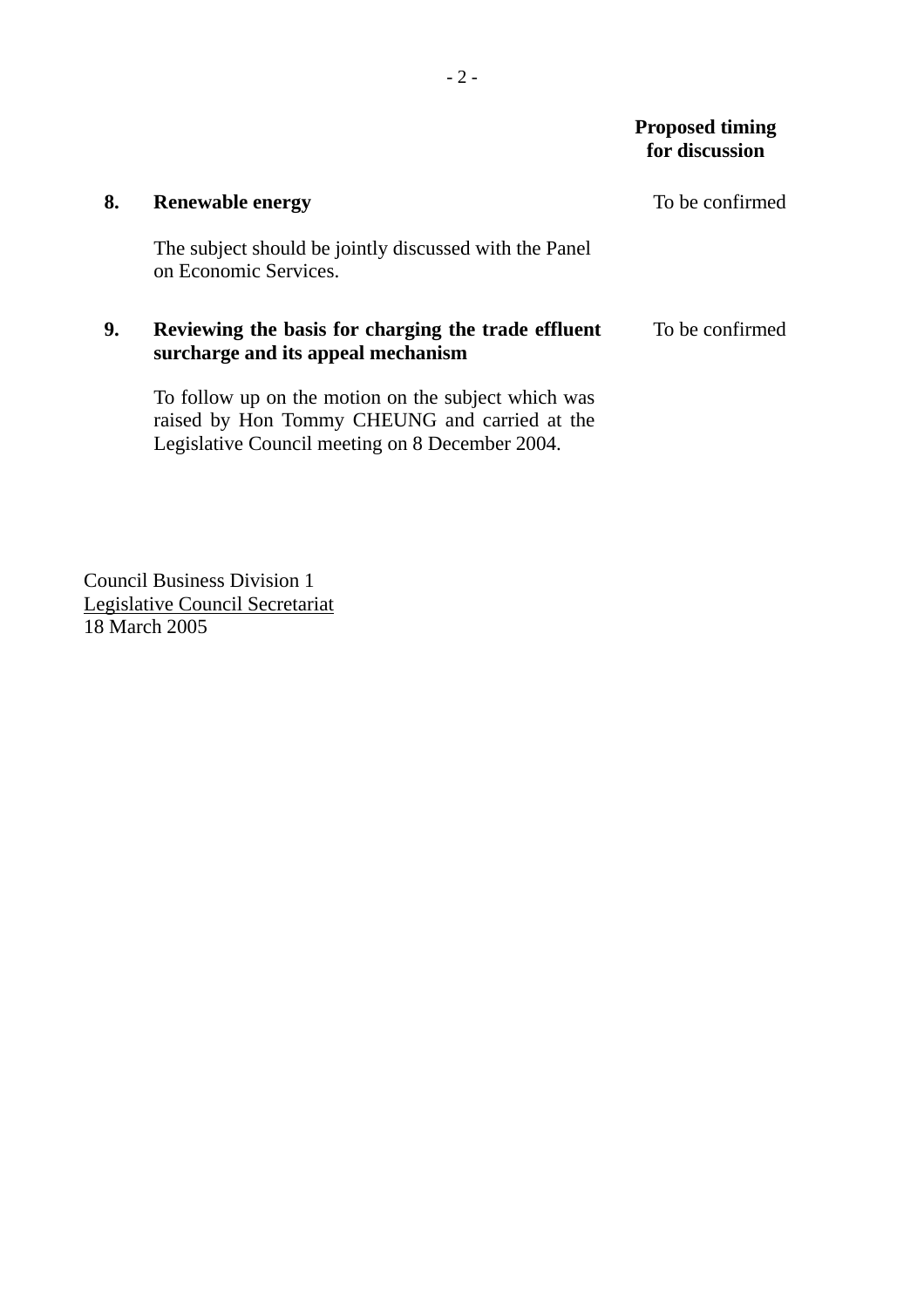| | | Proposed timing for discussion |
|---|---|---|
| **8.** | **Renewable energy**<br><br>The subject should be jointly discussed with the Panel on Economic Services. | To be confirmed |
| **9.** | **Reviewing the basis for charging the trade effluent surcharge and its appeal mechanism**<br><br>To follow up on the motion on the subject which was raised by Hon Tommy CHEUNG and carried at the Legislative Council meeting on 8 December 2004. | To be confirmed |

Council Business Division 1
Legislative Council Secretariat
18 March 2005